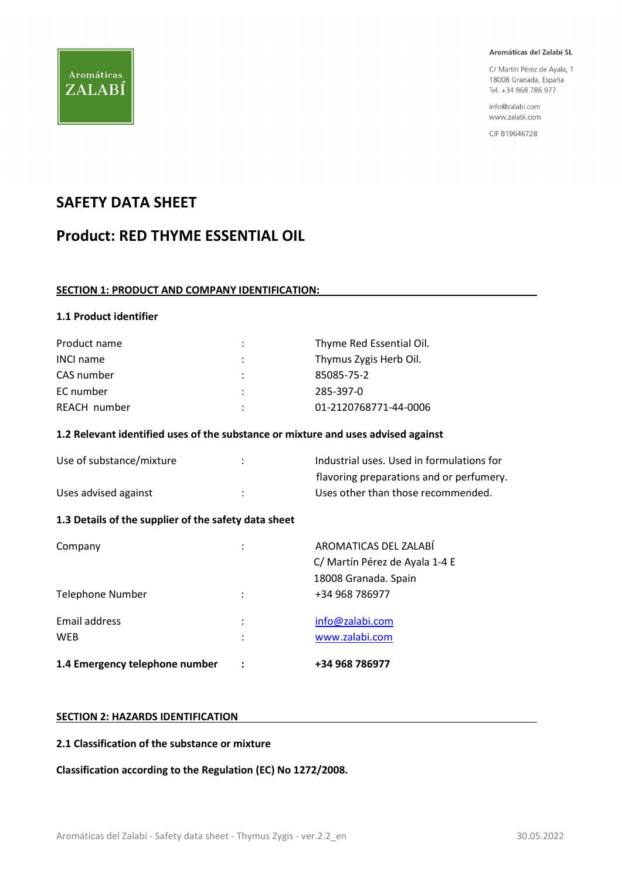Aromáticas ZALABÍ

**Aromáticas del Zalabí SL**

C/ Martín Pérez de Ayala, 1
18008 Granada, España
Tel. +34 968 786 977

info@zalabi.com
www.zalabi.com

CIF B19646728

# SAFETY DATA SHEET

# Product: RED THYME ESSENTIAL OIL

## SECTION 1: PRODUCT AND COMPANY IDENTIFICATION:

### 1.1 Product identifier

| | | |
|---|---|---|
| Product name | : | Thyme Red Essential Oil. |
| INCI name | : | Thymus Zygis Herb Oil. |
| CAS number | : | 85085-75-2 |
| EC number | : | 285-397-0 |
| REACH number | : | 01-2120768771-44-0006 |

### 1.2 Relevant identified uses of the substance or mixture and uses advised against

| | | |
|---|---|---|
| Use of substance/mixture | : | Industrial uses. Used in formulations for flavoring preparations and or perfumery. |
| Uses advised against | : | Uses other than those recommended. |

### 1.3 Details of the supplier of the safety data sheet

| | | |
|---|---|---|
| Company | : | AROMATICAS DEL ZALABÍ<br>C/ Martín Pérez de Ayala 1-4 E<br>18008 Granada. Spain |
| Telephone Number | : | +34 968 786977 |
| Email address | : | info@zalabi.com |
| WEB | : | www.zalabi.com |

**1.4 Emergency telephone number : +34 968 786977**

## SECTION 2: HAZARDS IDENTIFICATION

### 2.1 Classification of the substance or mixture

**Classification according to the Regulation (EC) No 1272/2008.**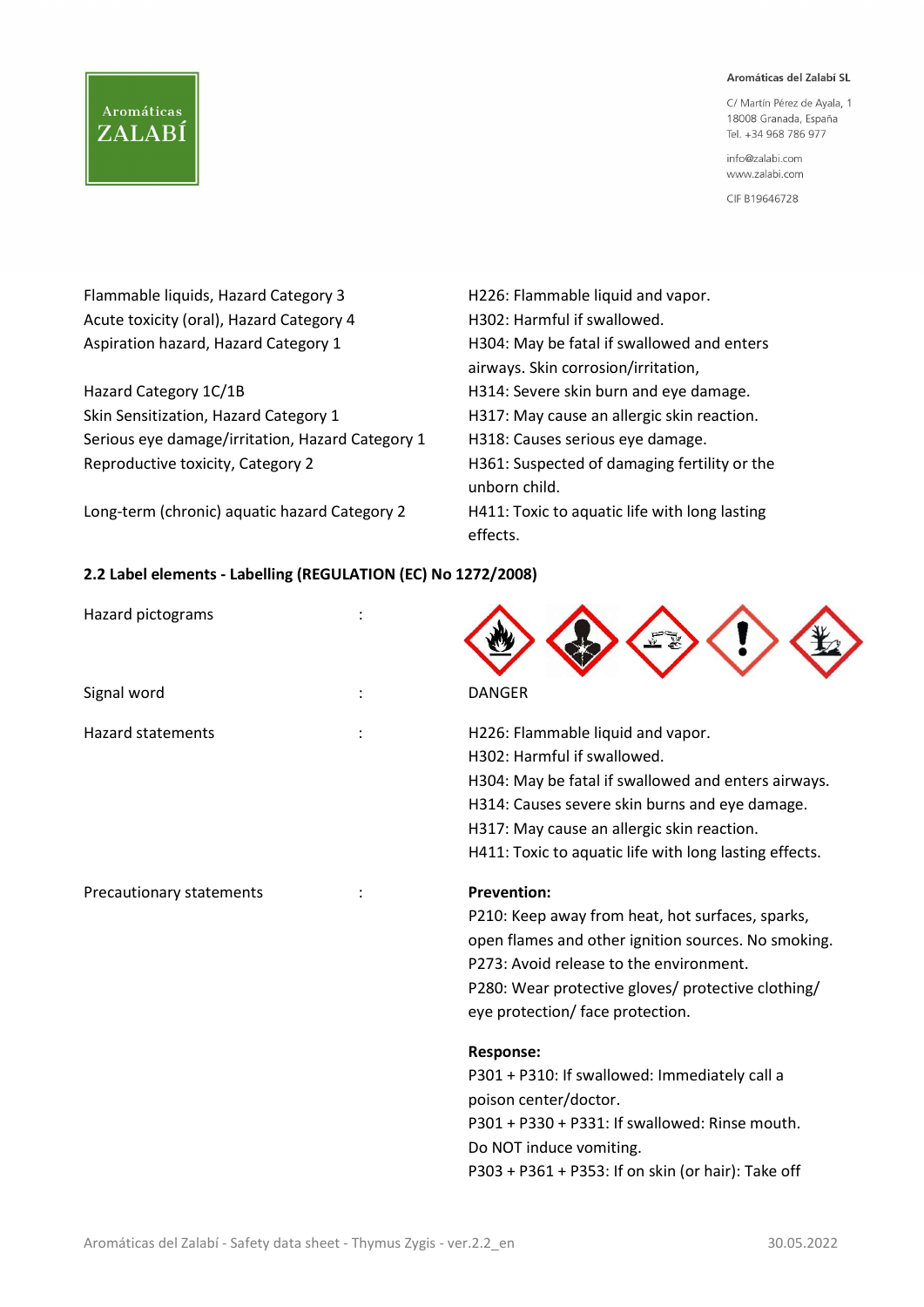| | |
|---|---|
| Flammable liquids, Hazard Category 3 | H226: Flammable liquid and vapor. |
| Acute toxicity (oral), Hazard Category 4 | H302: Harmful if swallowed. |
| Aspiration hazard, Hazard Category 1 | H304: May be fatal if swallowed and enters airways. Skin corrosion/irritation, |
| Hazard Category 1C/1B | H314: Severe skin burn and eye damage. |
| Skin Sensitization, Hazard Category 1 | H317: May cause an allergic skin reaction. |
| Serious eye damage/irritation, Hazard Category 1 | H318: Causes serious eye damage. |
| Reproductive toxicity, Category 2 | H361: Suspected of damaging fertility or the unborn child. |
| Long-term (chronic) aquatic hazard Category 2 | H411: Toxic to aquatic life with long lasting effects. |

**2.2 Label elements - Labelling (REGULATION (EC) No 1272/2008)**

Hazard pictograms :

Signal word : DANGER

Hazard statements :

H226: Flammable liquid and vapor.
H302: Harmful if swallowed.
H304: May be fatal if swallowed and enters airways.
H314: Causes severe skin burns and eye damage.
H317: May cause an allergic skin reaction.
H411: Toxic to aquatic life with long lasting effects.

Precautionary statements :

**Prevention:**
P210: Keep away from heat, hot surfaces, sparks, open flames and other ignition sources. No smoking.
P273: Avoid release to the environment.
P280: Wear protective gloves/ protective clothing/ eye protection/ face protection.

**Response:**
P301 + P310: If swallowed: Immediately call a poison center/doctor.
P301 + P330 + P331: If swallowed: Rinse mouth. Do NOT induce vomiting.
P303 + P361 + P353: If on skin (or hair): Take off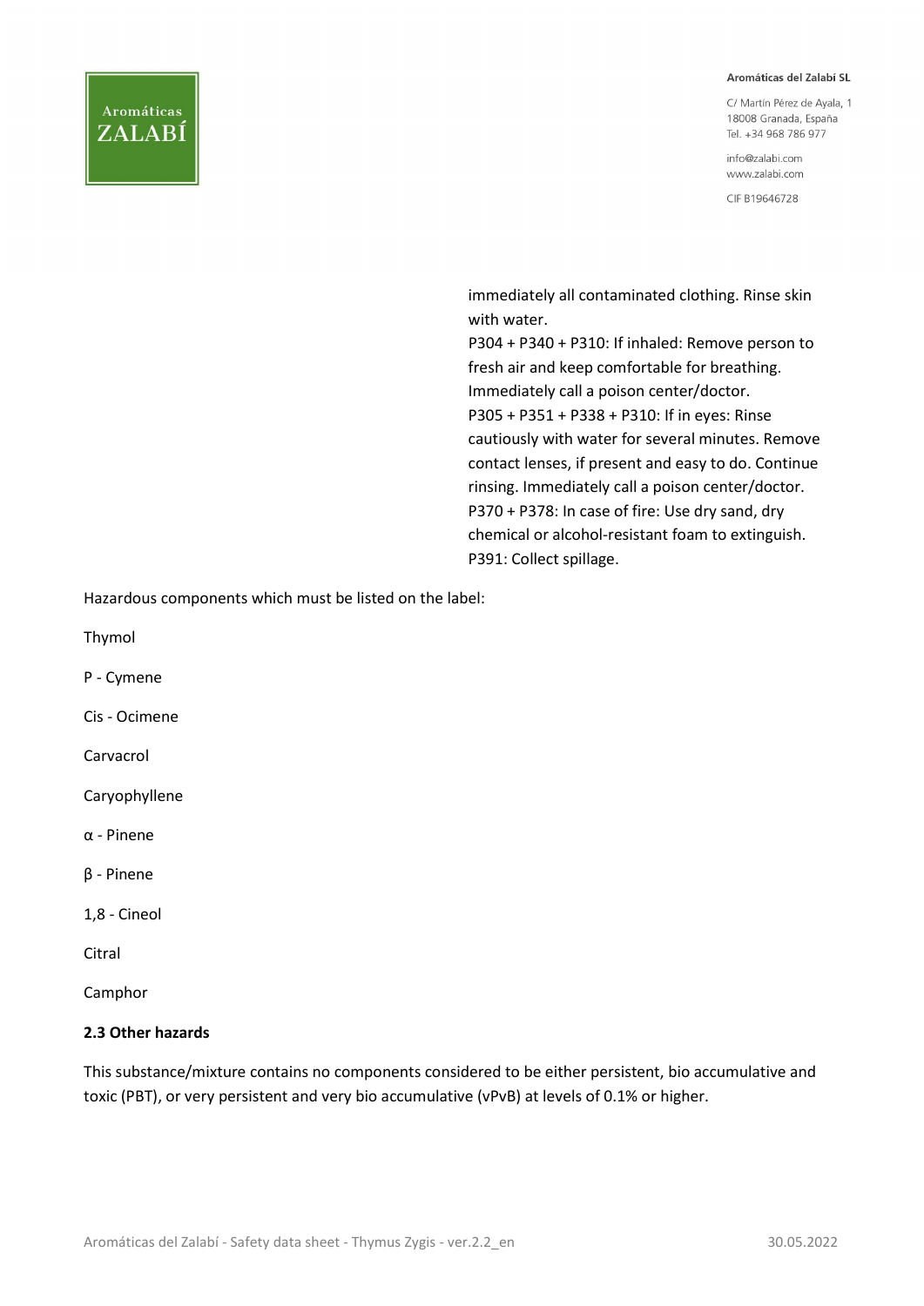immediately all contaminated clothing. Rinse skin with water.
P304 + P340 + P310: If inhaled: Remove person to fresh air and keep comfortable for breathing. Immediately call a poison center/doctor.
P305 + P351 + P338 + P310: If in eyes: Rinse cautiously with water for several minutes. Remove contact lenses, if present and easy to do. Continue rinsing. Immediately call a poison center/doctor.
P370 + P378: In case of fire: Use dry sand, dry chemical or alcohol-resistant foam to extinguish.
P391: Collect spillage.

Hazardous components which must be listed on the label:

Thymol

P - Cymene

Cis - Ocimene

Carvacrol

Caryophyllene

α - Pinene

β - Pinene

1,8 - Cineol

Citral

Camphor

**2.3 Other hazards**

This substance/mixture contains no components considered to be either persistent, bio accumulative and toxic (PBT), or very persistent and very bio accumulative (vPvB) at levels of 0.1% or higher.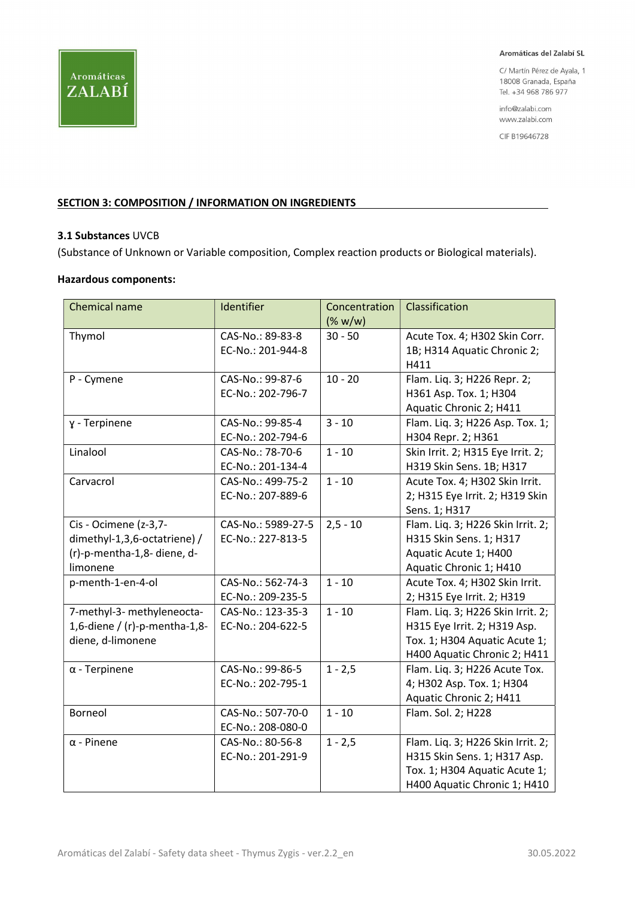## SECTION 3: COMPOSITION / INFORMATION ON INGREDIENTS

### 3.1 Substances UVCB

(Substance of Unknown or Variable composition, Complex reaction products or Biological materials).

**Hazardous components:**

| Chemical name | Identifier | Concentration (% w/w) | Classification |
|---|---|---|---|
| Thymol | CAS-No.: 89-83-8 EC-No.: 201-944-8 | 30 - 50 | Acute Tox. 4; H302 Skin Corr. 1B; H314 Aquatic Chronic 2; H411 |
| P - Cymene | CAS-No.: 99-87-6 EC-No.: 202-796-7 | 10 - 20 | Flam. Liq. 3; H226 Repr. 2; H361 Asp. Tox. 1; H304 Aquatic Chronic 2; H411 |
| ɣ - Terpinene | CAS-No.: 99-85-4 EC-No.: 202-794-6 | 3 - 10 | Flam. Liq. 3; H226 Asp. Tox. 1; H304 Repr. 2; H361 |
| Linalool | CAS-No.: 78-70-6 EC-No.: 201-134-4 | 1 - 10 | Skin Irrit. 2; H315 Eye Irrit. 2; H319 Skin Sens. 1B; H317 |
| Carvacrol | CAS-No.: 499-75-2 EC-No.: 207-889-6 | 1 - 10 | Acute Tox. 4; H302 Skin Irrit. 2; H315 Eye Irrit. 2; H319 Skin Sens. 1; H317 |
| Cis - Ocimene (z-3,7-dimethyl-1,3,6-octatriene) / (r)-p-mentha-1,8- diene, d-limonene | CAS-No.: 5989-27-5 EC-No.: 227-813-5 | 2,5 - 10 | Flam. Liq. 3; H226 Skin Irrit. 2; H315 Skin Sens. 1; H317 Aquatic Acute 1; H400 Aquatic Chronic 1; H410 |
| p-menth-1-en-4-ol | CAS-No.: 562-74-3 EC-No.: 209-235-5 | 1 - 10 | Acute Tox. 4; H302 Skin Irrit. 2; H315 Eye Irrit. 2; H319 |
| 7-methyl-3- methyleneocta-1,6-diene / (r)-p-mentha-1,8-diene, d-limonene | CAS-No.: 123-35-3 EC-No.: 204-622-5 | 1 - 10 | Flam. Liq. 3; H226 Skin Irrit. 2; H315 Eye Irrit. 2; H319 Asp. Tox. 1; H304 Aquatic Acute 1; H400 Aquatic Chronic 2; H411 |
| α - Terpinene | CAS-No.: 99-86-5 EC-No.: 202-795-1 | 1 - 2,5 | Flam. Liq. 3; H226 Acute Tox. 4; H302 Asp. Tox. 1; H304 Aquatic Chronic 2; H411 |
| Borneol | CAS-No.: 507-70-0 EC-No.: 208-080-0 | 1 - 10 | Flam. Sol. 2; H228 |
| α - Pinene | CAS-No.: 80-56-8 EC-No.: 201-291-9 | 1 - 2,5 | Flam. Liq. 3; H226 Skin Irrit. 2; H315 Skin Sens. 1; H317 Asp. Tox. 1; H304 Aquatic Acute 1; H400 Aquatic Chronic 1; H410 |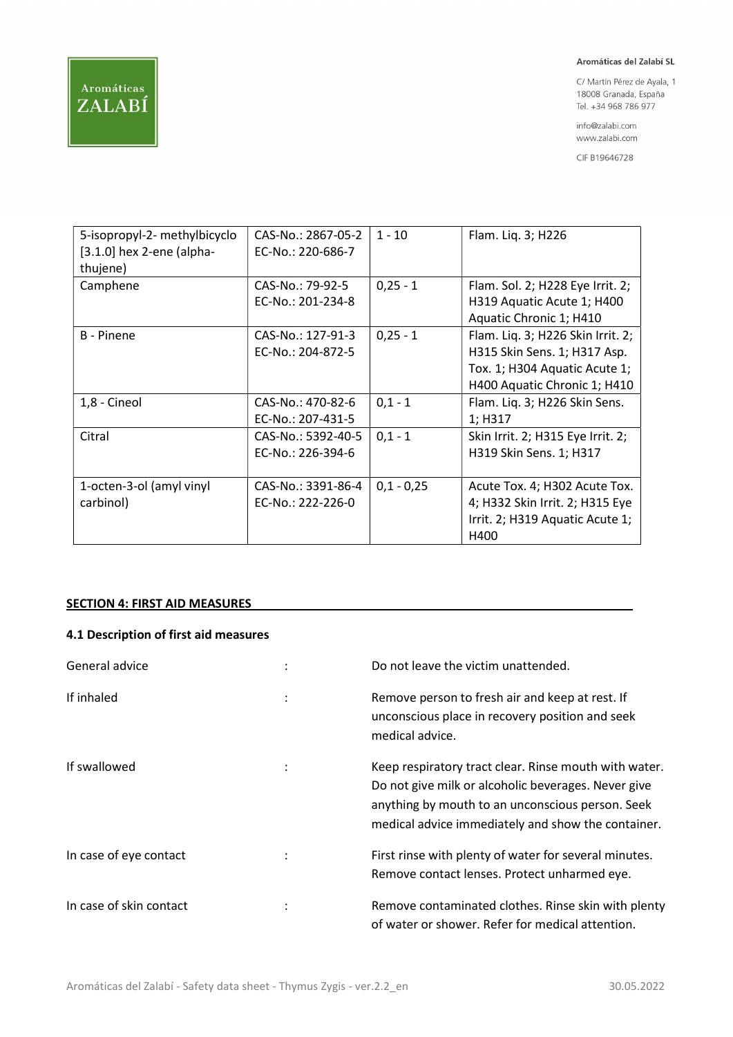| 5-isopropyl-2- methylbicyclo [3.1.0] hex 2-ene (alpha-thujene) | CAS-No.: 2867-05-2 EC-No.: 220-686-7 | 1 - 10 | Flam. Liq. 3; H226 |
|---|---|---|---|
| Camphene | CAS-No.: 79-92-5 EC-No.: 201-234-8 | 0,25 - 1 | Flam. Sol. 2; H228 Eye Irrit. 2; H319 Aquatic Acute 1; H400 Aquatic Chronic 1; H410 |
| B - Pinene | CAS-No.: 127-91-3 EC-No.: 204-872-5 | 0,25 - 1 | Flam. Liq. 3; H226 Skin Irrit. 2; H315 Skin Sens. 1; H317 Asp. Tox. 1; H304 Aquatic Acute 1; H400 Aquatic Chronic 1; H410 |
| 1,8 - Cineol | CAS-No.: 470-82-6 EC-No.: 207-431-5 | 0,1 - 1 | Flam. Liq. 3; H226 Skin Sens. 1; H317 |
| Citral | CAS-No.: 5392-40-5 EC-No.: 226-394-6 | 0,1 - 1 | Skin Irrit. 2; H315 Eye Irrit. 2; H319 Skin Sens. 1; H317 |
| 1-octen-3-ol (amyl vinyl carbinol) | CAS-No.: 3391-86-4 EC-No.: 222-226-0 | 0,1 - 0,25 | Acute Tox. 4; H302 Acute Tox. 4; H332 Skin Irrit. 2; H315 Eye Irrit. 2; H319 Aquatic Acute 1; H400 |

## SECTION 4: FIRST AID MEASURES

### 4.1 Description of first aid measures

General advice : Do not leave the victim unattended.

If inhaled : Remove person to fresh air and keep at rest. If unconscious place in recovery position and seek medical advice.

If swallowed : Keep respiratory tract clear. Rinse mouth with water. Do not give milk or alcoholic beverages. Never give anything by mouth to an unconscious person. Seek medical advice immediately and show the container.

In case of eye contact : First rinse with plenty of water for several minutes. Remove contact lenses. Protect unharmed eye.

In case of skin contact : Remove contaminated clothes. Rinse skin with plenty of water or shower. Refer for medical attention.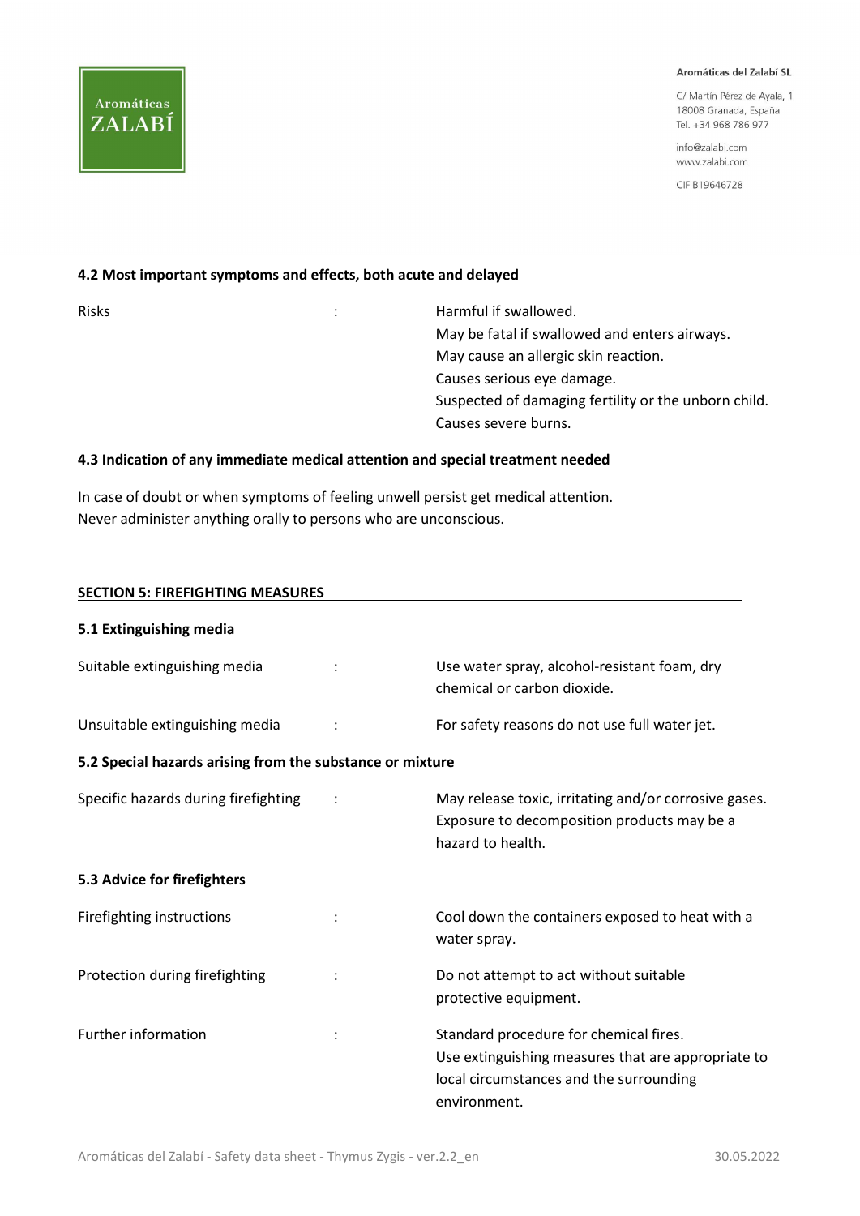### 4.2 Most important symptoms and effects, both acute and delayed

| | | |
|---|---|---|
| Risks | : | Harmful if swallowed.<br>May be fatal if swallowed and enters airways.<br>May cause an allergic skin reaction.<br>Causes serious eye damage.<br>Suspected of damaging fertility or the unborn child.<br>Causes severe burns. |

### 4.3 Indication of any immediate medical attention and special treatment needed

In case of doubt or when symptoms of feeling unwell persist get medical attention.
Never administer anything orally to persons who are unconscious.

## SECTION 5: FIREFIGHTING MEASURES

### 5.1 Extinguishing media

| | | |
|---|---|---|
| Suitable extinguishing media | : | Use water spray, alcohol-resistant foam, dry chemical or carbon dioxide. |
| Unsuitable extinguishing media | : | For safety reasons do not use full water jet. |

### 5.2 Special hazards arising from the substance or mixture

| | | |
|---|---|---|
| Specific hazards during firefighting | : | May release toxic, irritating and/or corrosive gases. Exposure to decomposition products may be a hazard to health. |

### 5.3 Advice for firefighters

| | | |
|---|---|---|
| Firefighting instructions | : | Cool down the containers exposed to heat with a water spray. |
| Protection during firefighting | : | Do not attempt to act without suitable protective equipment. |
| Further information | : | Standard procedure for chemical fires.<br>Use extinguishing measures that are appropriate to local circumstances and the surrounding environment. |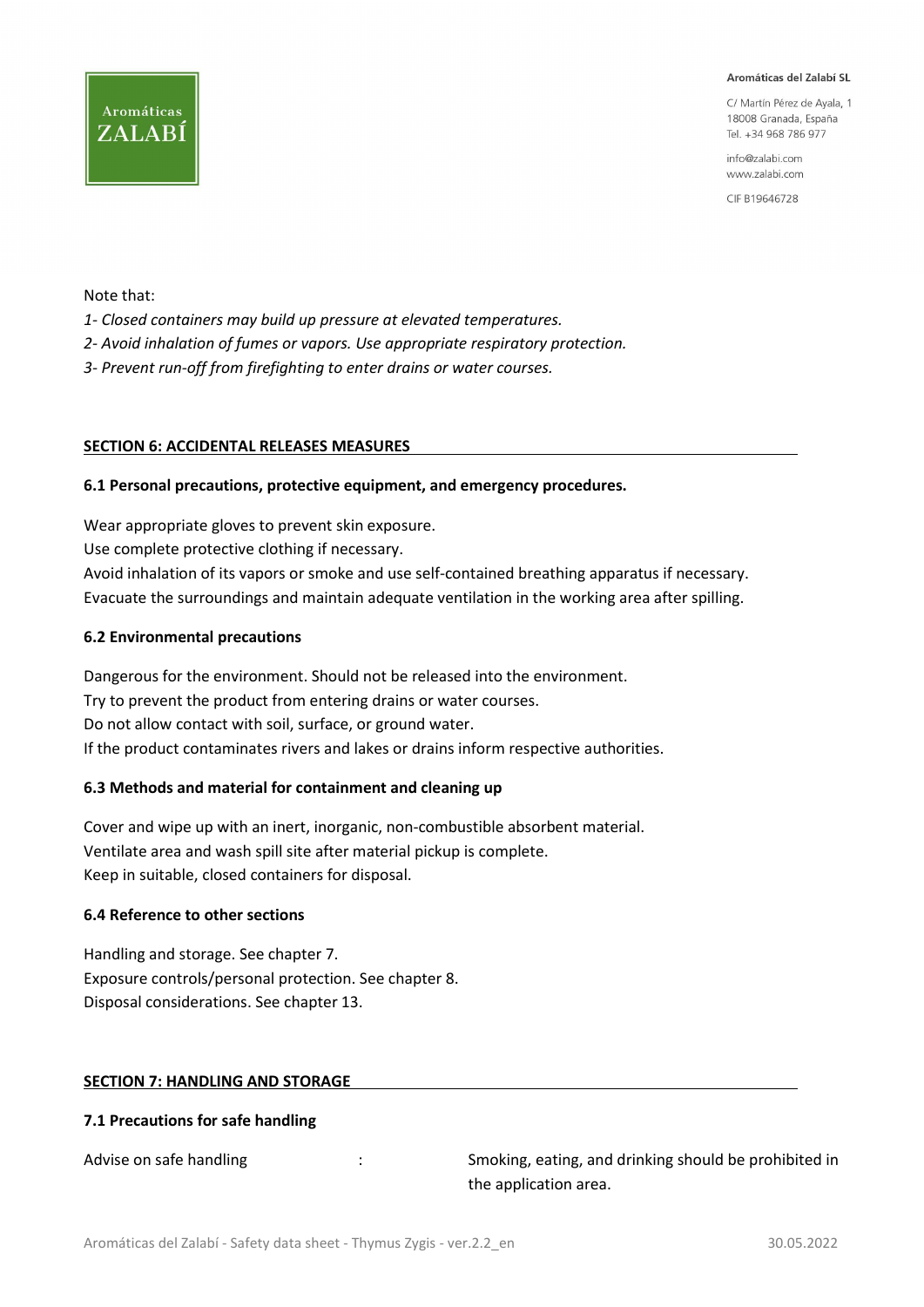Note that:

*1- Closed containers may build up pressure at elevated temperatures.*

*2- Avoid inhalation of fumes or vapors. Use appropriate respiratory protection.*

*3- Prevent run-off from firefighting to enter drains or water courses.*

## SECTION 6: ACCIDENTAL RELEASES MEASURES

### 6.1 Personal precautions, protective equipment, and emergency procedures.

Wear appropriate gloves to prevent skin exposure.

Use complete protective clothing if necessary.

Avoid inhalation of its vapors or smoke and use self-contained breathing apparatus if necessary.

Evacuate the surroundings and maintain adequate ventilation in the working area after spilling.

### 6.2 Environmental precautions

Dangerous for the environment. Should not be released into the environment.

Try to prevent the product from entering drains or water courses.

Do not allow contact with soil, surface, or ground water.

If the product contaminates rivers and lakes or drains inform respective authorities.

### 6.3 Methods and material for containment and cleaning up

Cover and wipe up with an inert, inorganic, non-combustible absorbent material.

Ventilate area and wash spill site after material pickup is complete.

Keep in suitable, closed containers for disposal.

### 6.4 Reference to other sections

Handling and storage. See chapter 7.

Exposure controls/personal protection. See chapter 8.

Disposal considerations. See chapter 13.

## SECTION 7: HANDLING AND STORAGE

### 7.1 Precautions for safe handling

| | | |
|---|---|---|
| Advise on safe handling | : | Smoking, eating, and drinking should be prohibited in the application area. |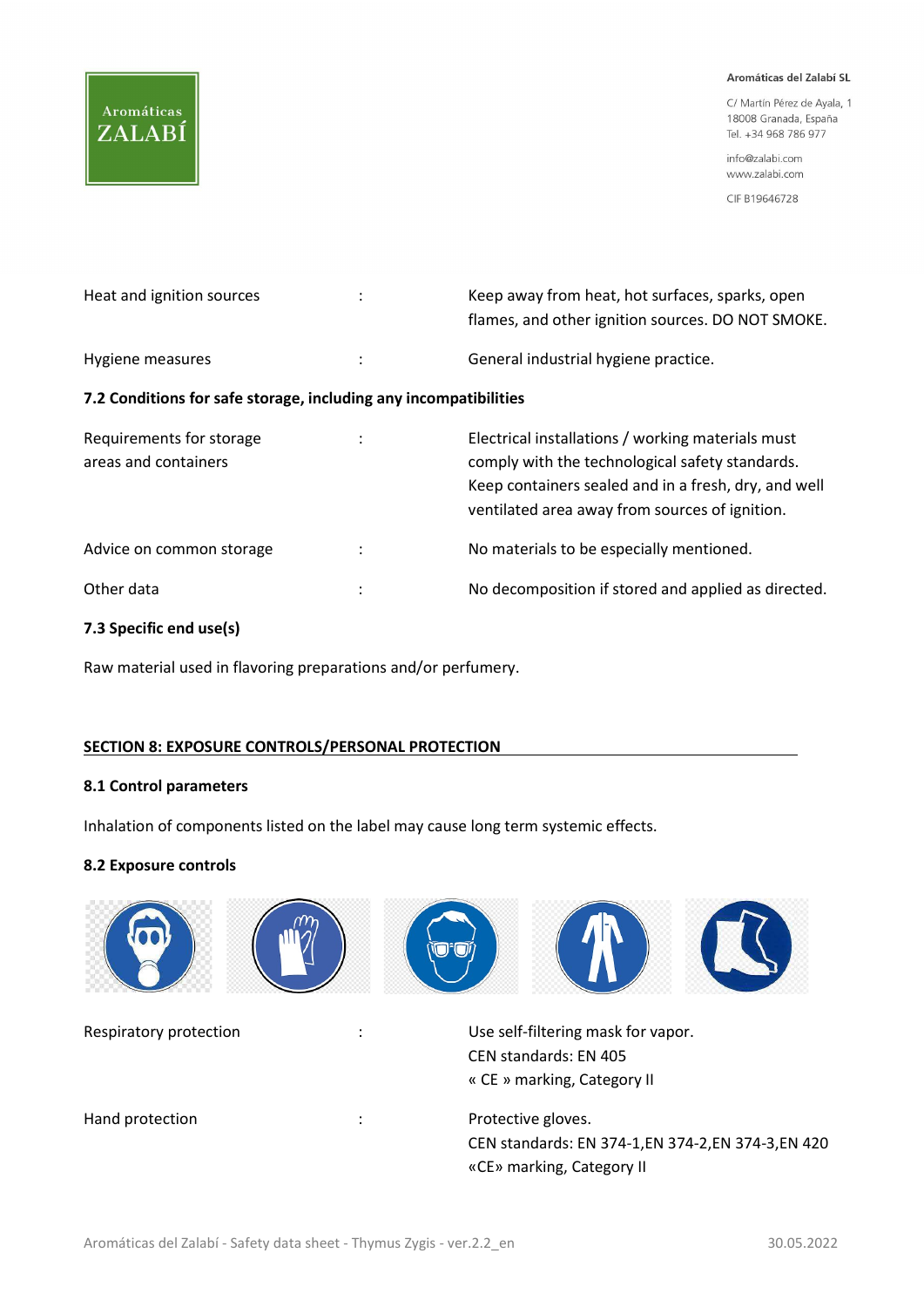| | | |
|---|---|---|
| Heat and ignition sources | : | Keep away from heat, hot surfaces, sparks, open flames, and other ignition sources. DO NOT SMOKE. |
| Hygiene measures | : | General industrial hygiene practice. |

### 7.2 Conditions for safe storage, including any incompatibilities

| | | |
|---|---|---|
| Requirements for storage areas and containers | : | Electrical installations / working materials must comply with the technological safety standards. Keep containers sealed and in a fresh, dry, and well ventilated area away from sources of ignition. |
| Advice on common storage | : | No materials to be especially mentioned. |
| Other data | : | No decomposition if stored and applied as directed. |

### 7.3 Specific end use(s)

Raw material used in flavoring preparations and/or perfumery.

## SECTION 8: EXPOSURE CONTROLS/PERSONAL PROTECTION

### 8.1 Control parameters

Inhalation of components listed on the label may cause long term systemic effects.

### 8.2 Exposure controls

| | | |
|---|---|---|
| Respiratory protection | : | Use self-filtering mask for vapor.<br>CEN standards: EN 405<br>« CE » marking, Category II |
| Hand protection | : | Protective gloves.<br>CEN standards: EN 374-1,EN 374-2,EN 374-3,EN 420<br>«CE» marking, Category II |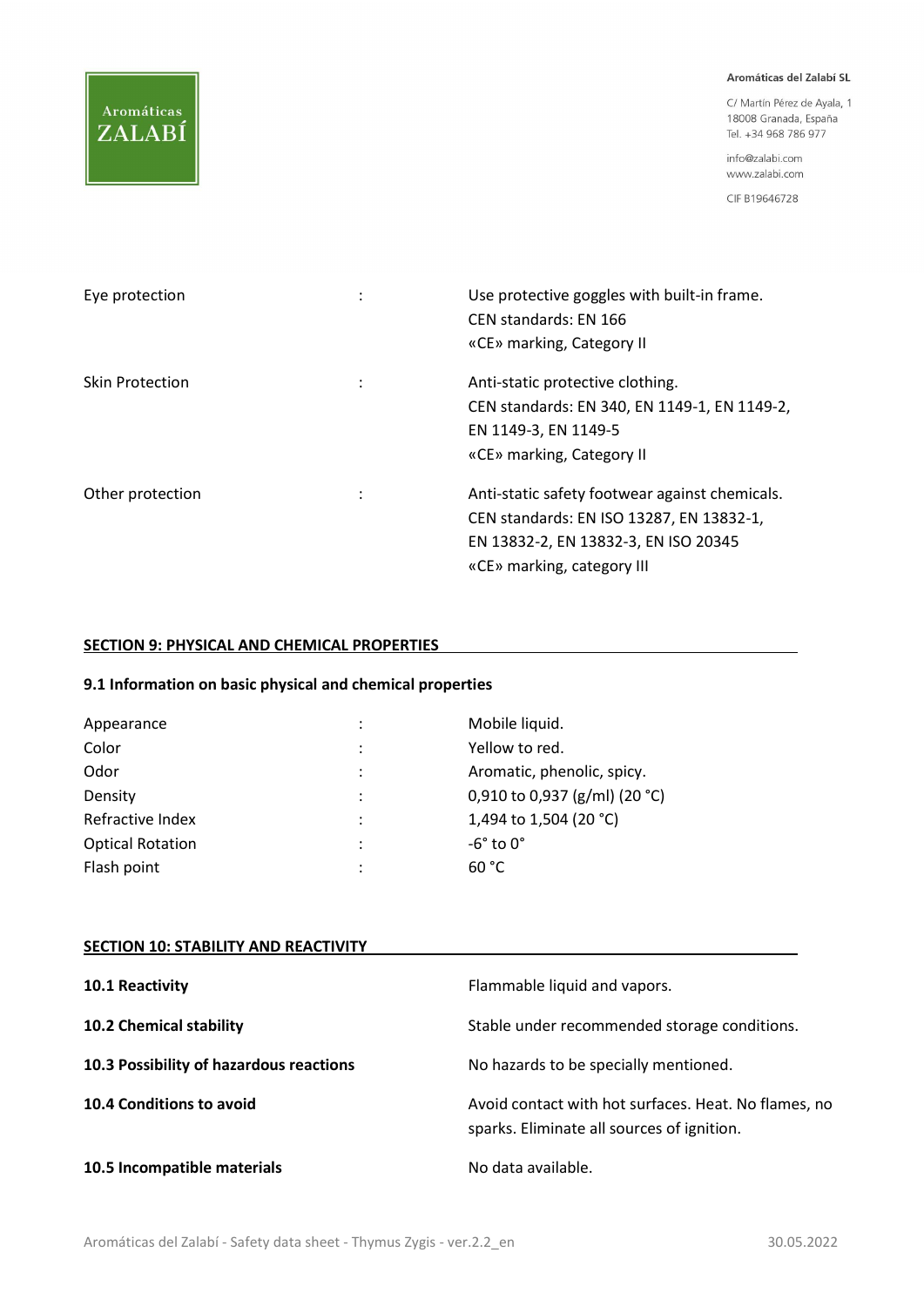| | | |
|---|---|---|
| Eye protection | : | Use protective goggles with built-in frame.<br>CEN standards: EN 166<br>«CE» marking, Category II |
| Skin Protection | : | Anti-static protective clothing.<br>CEN standards: EN 340, EN 1149-1, EN 1149-2, EN 1149-3, EN 1149-5<br>«CE» marking, Category II |
| Other protection | : | Anti-static safety footwear against chemicals.<br>CEN standards: EN ISO 13287, EN 13832-1, EN 13832-2, EN 13832-3, EN ISO 20345<br>«CE» marking, category III |

## SECTION 9: PHYSICAL AND CHEMICAL PROPERTIES

### 9.1 Information on basic physical and chemical properties

| | | |
|---|---|---|
| Appearance | : | Mobile liquid. |
| Color | : | Yellow to red. |
| Odor | : | Aromatic, phenolic, spicy. |
| Density | : | 0,910 to 0,937 (g/ml) (20 °C) |
| Refractive Index | : | 1,494 to 1,504 (20 °C) |
| Optical Rotation | : | -6° to 0° |
| Flash point | : | 60 °C |

## SECTION 10: STABILITY AND REACTIVITY

| | |
|---|---|
| **10.1 Reactivity** | Flammable liquid and vapors. |
| **10.2 Chemical stability** | Stable under recommended storage conditions. |
| **10.3 Possibility of hazardous reactions** | No hazards to be specially mentioned. |
| **10.4 Conditions to avoid** | Avoid contact with hot surfaces. Heat. No flames, no sparks. Eliminate all sources of ignition. |
| **10.5 Incompatible materials** | No data available. |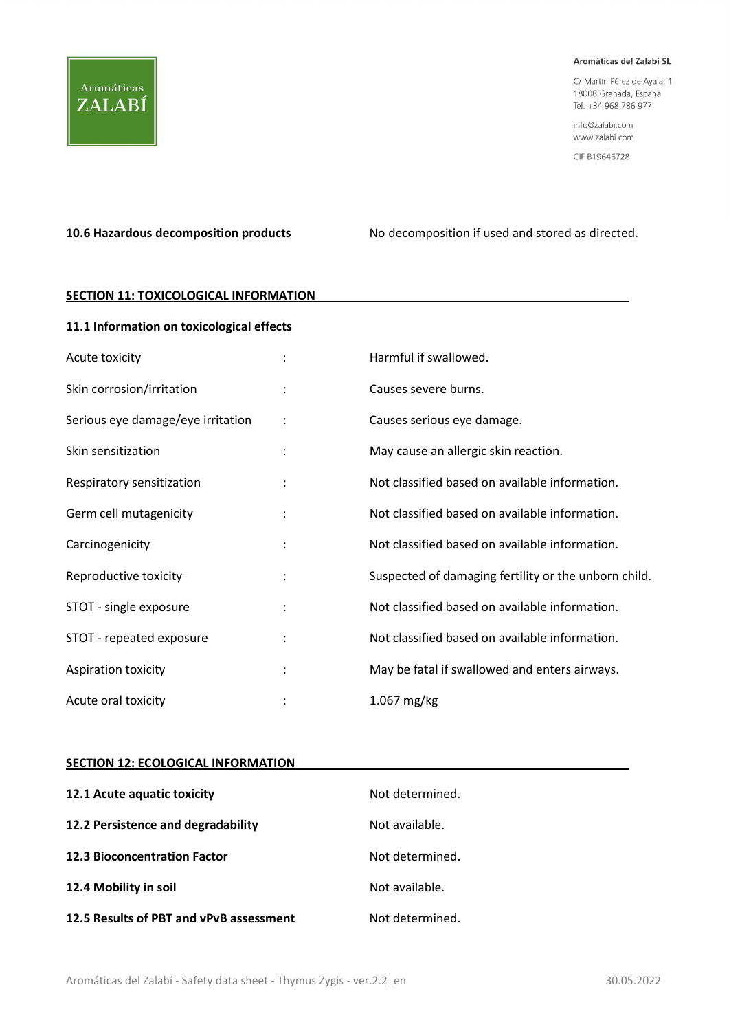**10.6 Hazardous decomposition products** No decomposition if used and stored as directed.

## SECTION 11: TOXICOLOGICAL INFORMATION

### 11.1 Information on toxicological effects

| | | |
|---|---|---|
| Acute toxicity | : | Harmful if swallowed. |
| Skin corrosion/irritation | : | Causes severe burns. |
| Serious eye damage/eye irritation | : | Causes serious eye damage. |
| Skin sensitization | : | May cause an allergic skin reaction. |
| Respiratory sensitization | : | Not classified based on available information. |
| Germ cell mutagenicity | : | Not classified based on available information. |
| Carcinogenicity | : | Not classified based on available information. |
| Reproductive toxicity | : | Suspected of damaging fertility or the unborn child. |
| STOT - single exposure | : | Not classified based on available information. |
| STOT - repeated exposure | : | Not classified based on available information. |
| Aspiration toxicity | : | May be fatal if swallowed and enters airways. |
| Acute oral toxicity | : | 1.067 mg/kg |

## SECTION 12: ECOLOGICAL INFORMATION

| | |
|---|---|
| **12.1 Acute aquatic toxicity** | Not determined. |
| **12.2 Persistence and degradability** | Not available. |
| **12.3 Bioconcentration Factor** | Not determined. |
| **12.4 Mobility in soil** | Not available. |
| **12.5 Results of PBT and vPvB assessment** | Not determined. |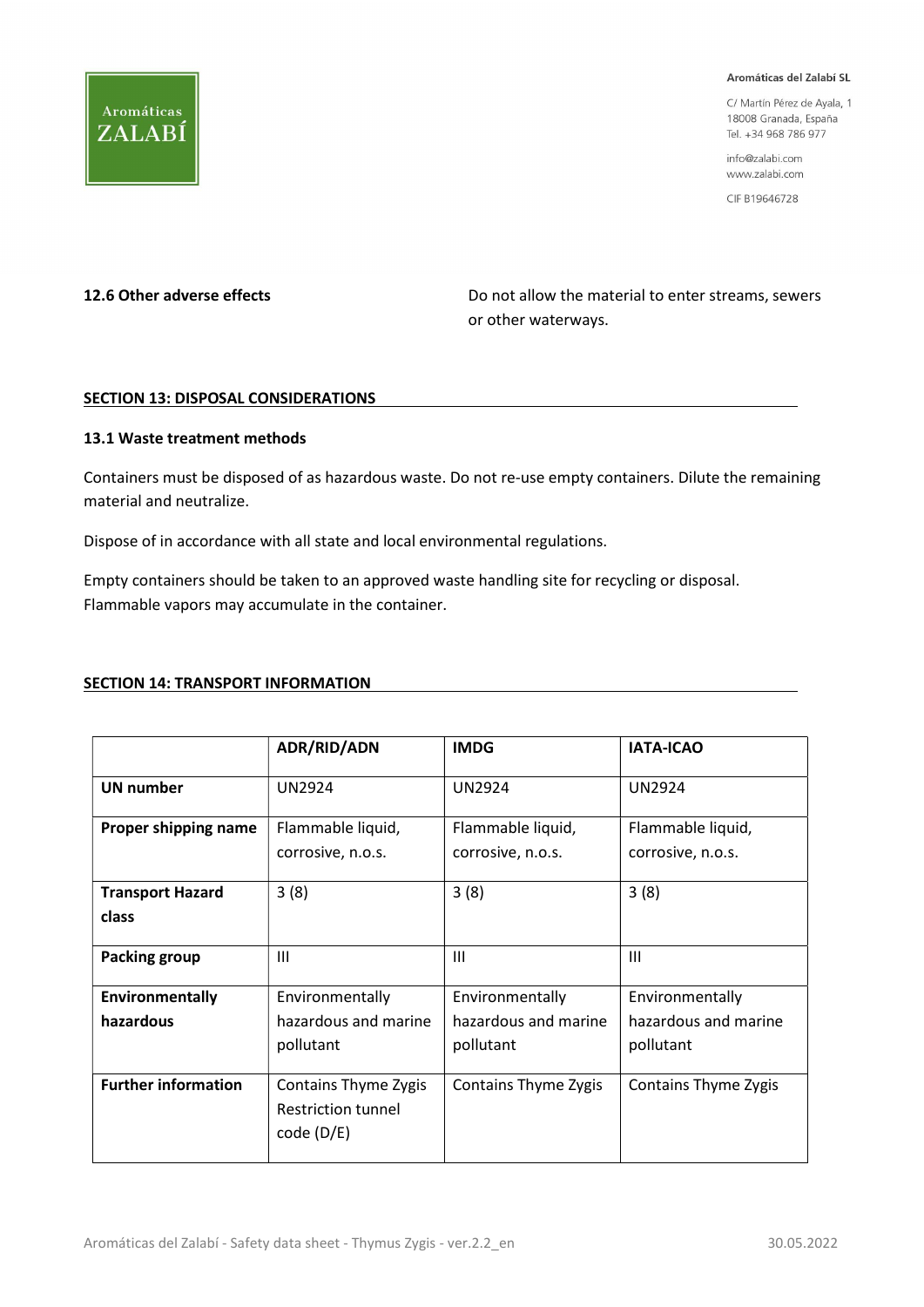**12.6 Other adverse effects**

Do not allow the material to enter streams, sewers or other waterways.

## SECTION 13: DISPOSAL CONSIDERATIONS

### 13.1 Waste treatment methods

Containers must be disposed of as hazardous waste. Do not re-use empty containers. Dilute the remaining material and neutralize.

Dispose of in accordance with all state and local environmental regulations.

Empty containers should be taken to an approved waste handling site for recycling or disposal. Flammable vapors may accumulate in the container.

## SECTION 14: TRANSPORT INFORMATION

| | ADR/RID/ADN | IMDG | IATA-ICAO |
|---|---|---|---|
| **UN number** | UN2924 | UN2924 | UN2924 |
| **Proper shipping name** | Flammable liquid, corrosive, n.o.s. | Flammable liquid, corrosive, n.o.s. | Flammable liquid, corrosive, n.o.s. |
| **Transport Hazard class** | 3 (8) | 3 (8) | 3 (8) |
| **Packing group** | III | III | III |
| **Environmentally hazardous** | Environmentally hazardous and marine pollutant | Environmentally hazardous and marine pollutant | Environmentally hazardous and marine pollutant |
| **Further information** | Contains Thyme Zygis Restriction tunnel code (D/E) | Contains Thyme Zygis | Contains Thyme Zygis |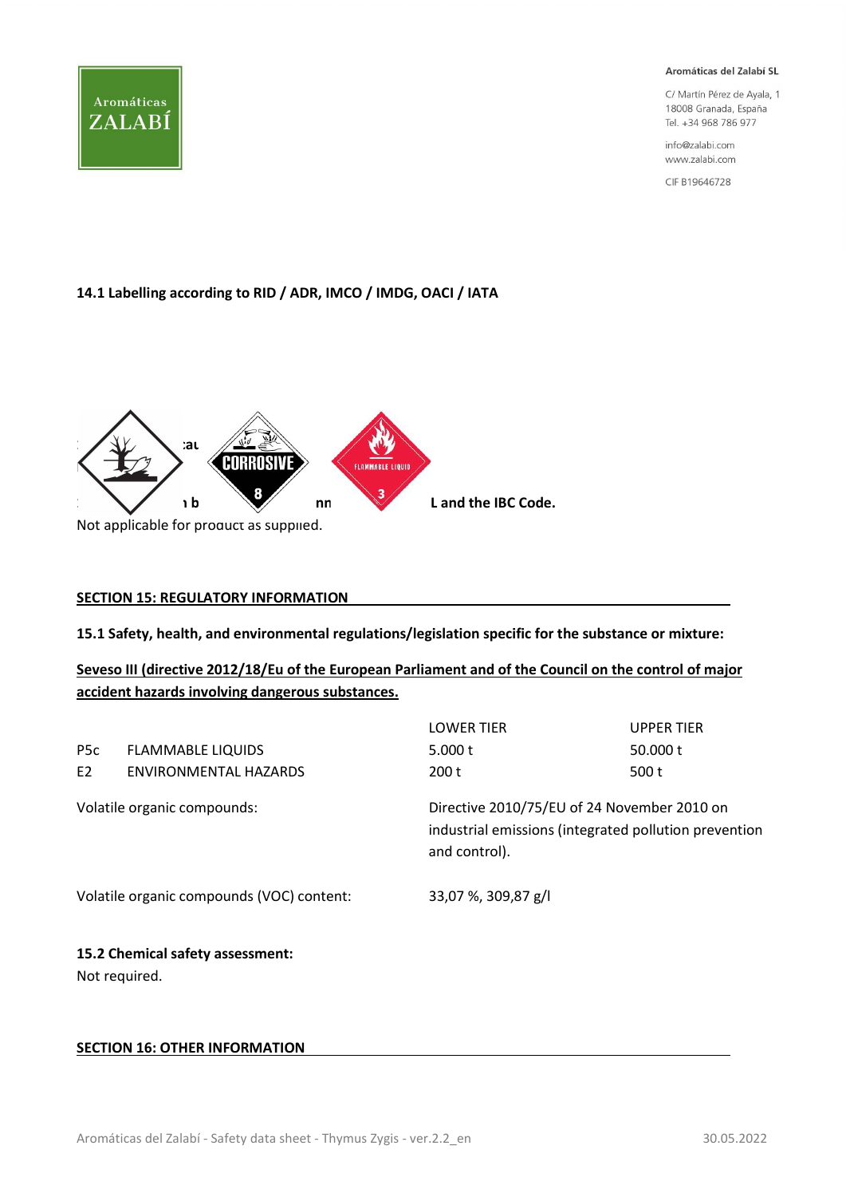### 14.1 Labelling according to RID / ADR, IMCO / IMDG, OACI / IATA

L and the IBC Code.

Not applicable for product as supplied.

## SECTION 15: REGULATORY INFORMATION

### 15.1 Safety, health, and environmental regulations/legislation specific for the substance or mixture:

**Seveso III (directive 2012/18/Eu of the European Parliament and of the Council on the control of major accident hazards involving dangerous substances.**

| | | LOWER TIER | UPPER TIER |
|---|---|---|---|
| P5c | FLAMMABLE LIQUIDS | 5.000 t | 50.000 t |
| E2 | ENVIRONMENTAL HAZARDS | 200 t | 500 t |

Volatile organic compounds: Directive 2010/75/EU of 24 November 2010 on industrial emissions (integrated pollution prevention and control).

Volatile organic compounds (VOC) content: 33,07 %, 309,87 g/l

### 15.2 Chemical safety assessment:

Not required.

## SECTION 16: OTHER INFORMATION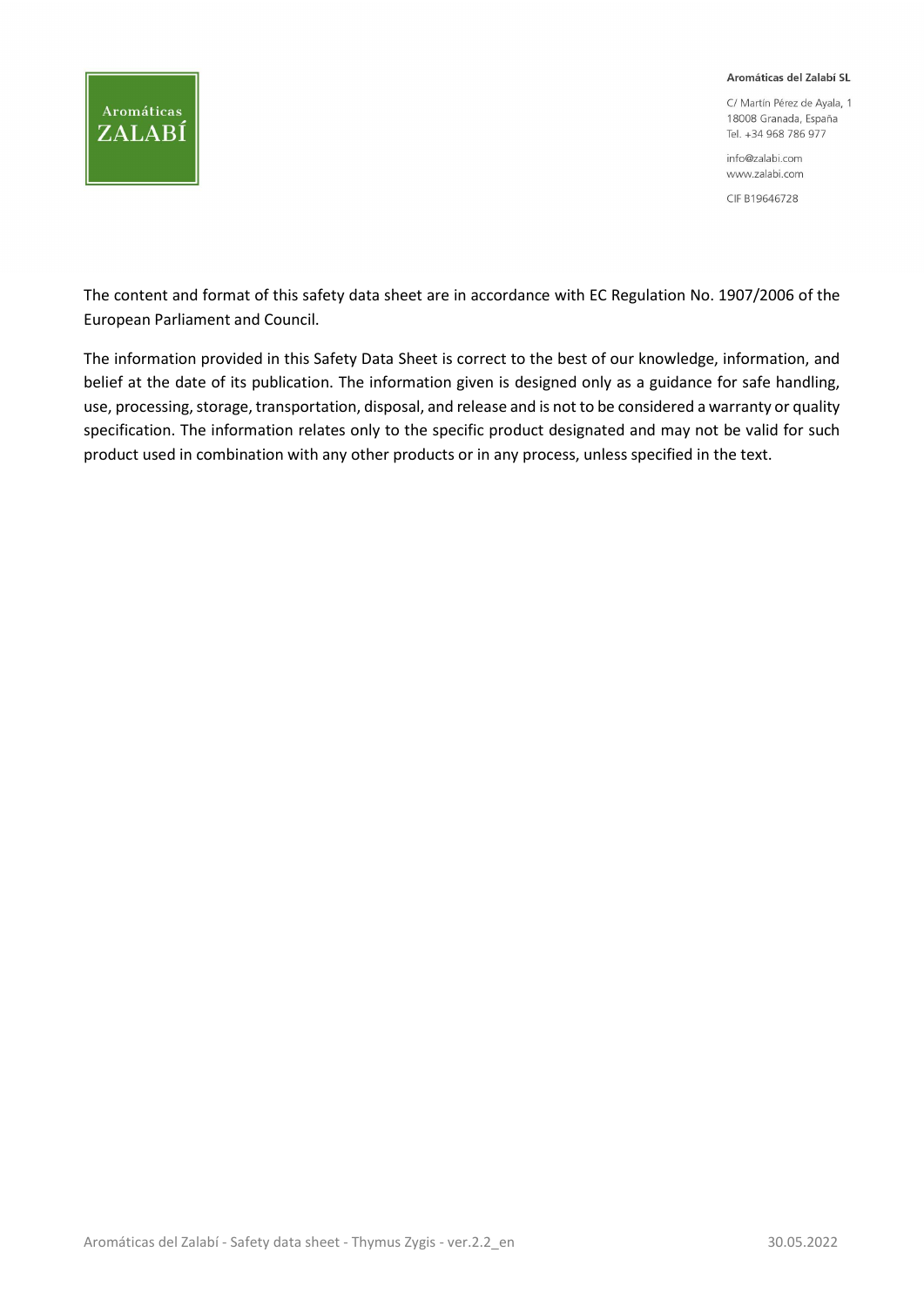The content and format of this safety data sheet are in accordance with EC Regulation No. 1907/2006 of the European Parliament and Council.

The information provided in this Safety Data Sheet is correct to the best of our knowledge, information, and belief at the date of its publication. The information given is designed only as a guidance for safe handling, use, processing, storage, transportation, disposal, and release and is not to be considered a warranty or quality specification. The information relates only to the specific product designated and may not be valid for such product used in combination with any other products or in any process, unless specified in the text.